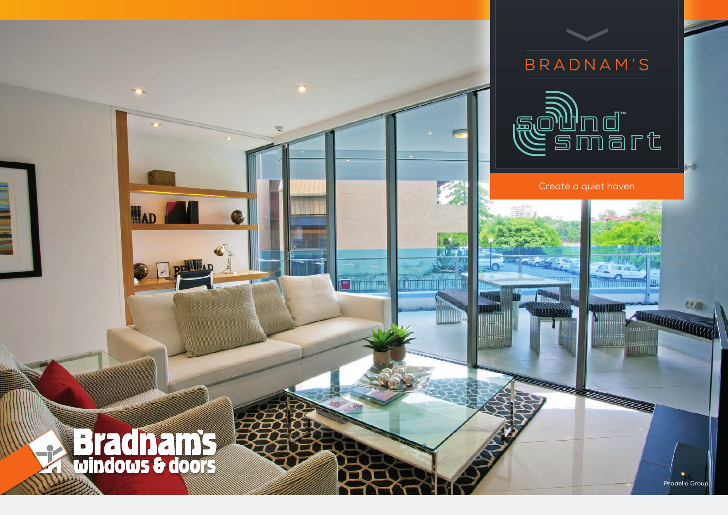# BRADNAM'S

## sound smart™

Create a quiet haven

Bradnam's windows & doors

Pradella Group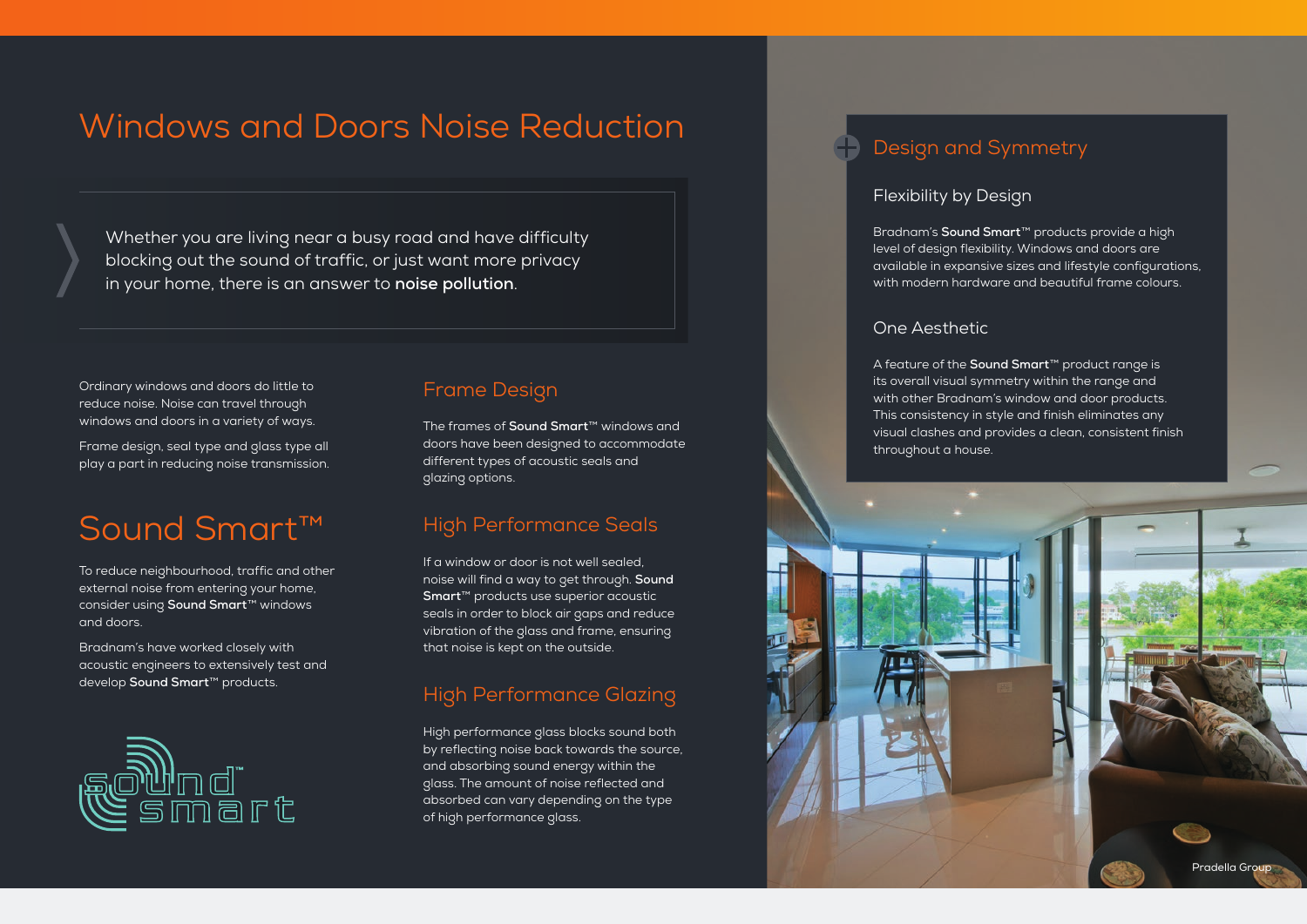# Windows and Doors Noise Reduction

Whether you are living near a busy road and have difficulty blocking out the sound of traffic, or just want more privacy in your home, there is an answer to **noise pollution**.

Ordinary windows and doors do little to reduce noise. Noise can travel through windows and doors in a variety of ways.

Frame design, seal type and glass type all play a part in reducing noise transmission.

# Sound Smart™

To reduce neighbourhood, traffic and other external noise from entering your home, consider using **Sound Smart**™ windows and doors.

Bradnam's have worked closely with acoustic engineers to extensively test and develop **Sound Smart**™ products.

## Frame Design

The frames of **Sound Smart**™ windows and doors have been designed to accommodate different types of acoustic seals and glazing options.

## High Performance Seals

If a window or door is not well sealed, noise will find a way to get through. **Sound Smart**™ products use superior acoustic seals in order to block air gaps and reduce vibration of the glass and frame, ensuring that noise is kept on the outside.

## High Performance Glazing

High performance glass blocks sound both by reflecting noise back towards the source, and absorbing sound energy within the glass. The amount of noise reflected and absorbed can vary depending on the type of high performance glass.

## Design and Symmetry

### Flexibility by Design

Bradnam's **Sound Smart**™ products provide a high level of design flexibility. Windows and doors are available in expansive sizes and lifestyle configurations, with modern hardware and beautiful frame colours.

### One Aesthetic

A feature of the **Sound Smart**™ product range is its overall visual symmetry within the range and with other Bradnam's window and door products. This consistency in style and finish eliminates any visual clashes and provides a clean, consistent finish throughout a house.

Pradella Group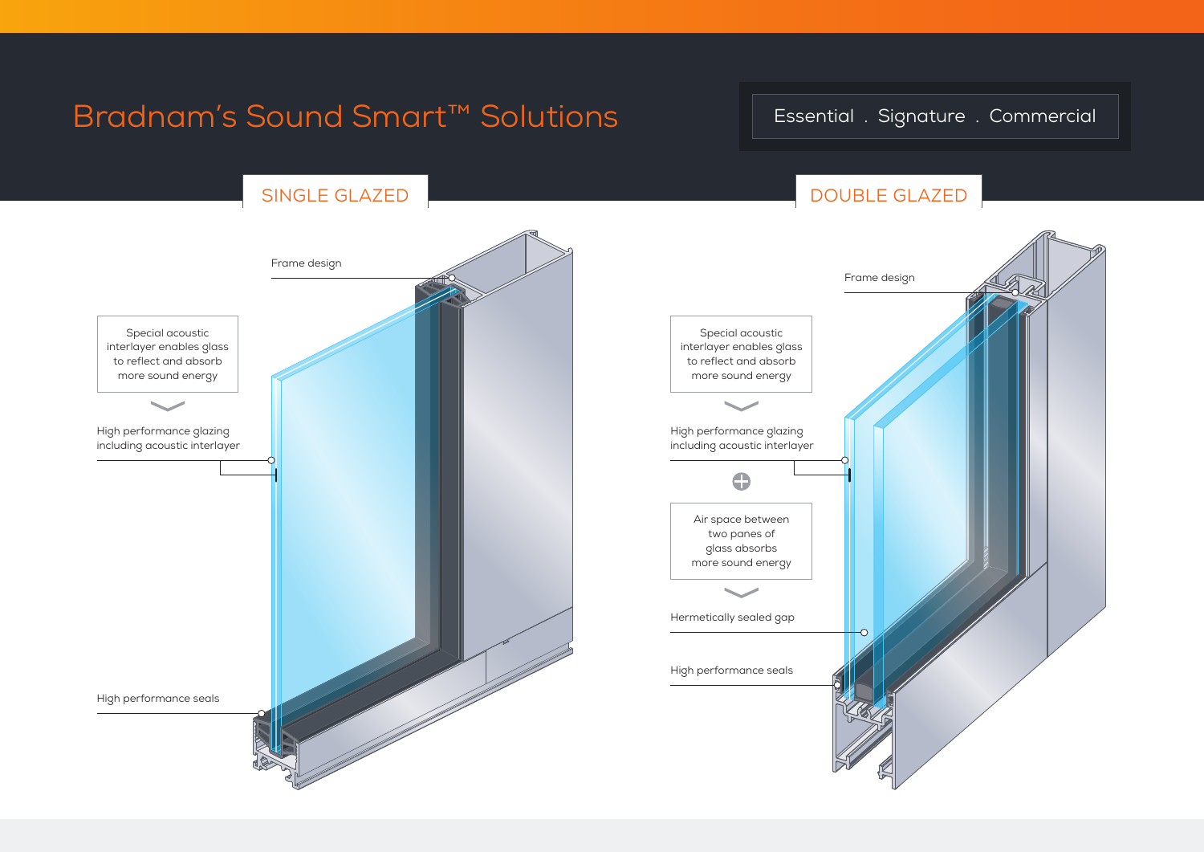# Bradnam's Sound Smart™ Solutions

Essential . Signature . Commercial

## SINGLE GLAZED

Frame design

Special acoustic interlayer enables glass to reflect and absorb more sound energy

High performance glazing including acoustic interlayer

High performance seals

## DOUBLE GLAZED

Frame design

Special acoustic interlayer enables glass to reflect and absorb more sound energy

High performance glazing including acoustic interlayer

Air space between two panes of glass absorbs more sound energy

Hermetically sealed gap

High performance seals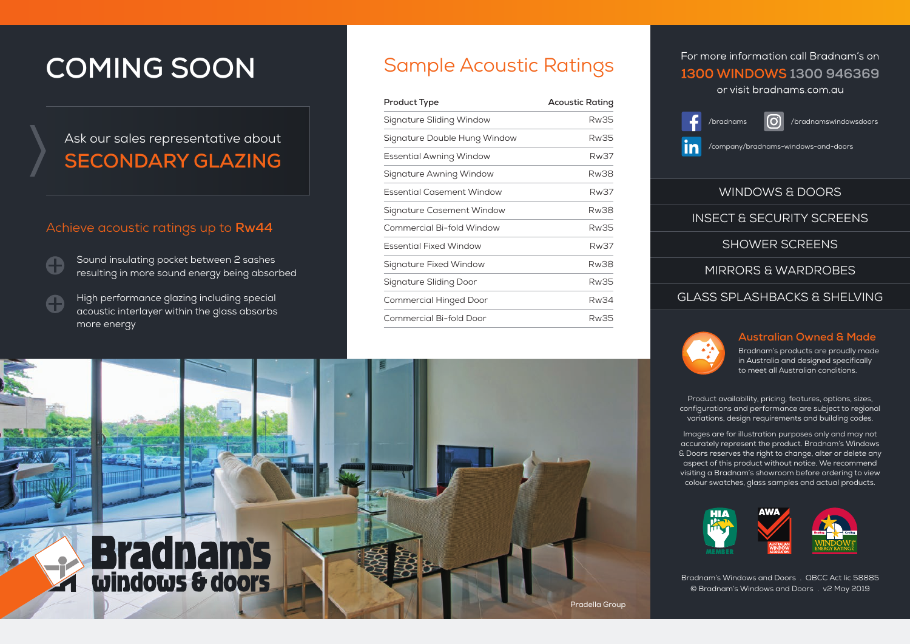# COMING SOON

Ask our sales representative about
**SECONDARY GLAZING**

## Achieve acoustic ratings up to **Rw44**

- Sound insulating pocket between 2 sashes resulting in more sound energy being absorbed
- High performance glazing including special acoustic interlayer within the glass absorbs more energy

## Sample Acoustic Ratings

| Product Type | Acoustic Rating |
| --- | --- |
| Signature Sliding Window | Rw35 |
| Signature Double Hung Window | Rw35 |
| Essential Awning Window | Rw37 |
| Signature Awning Window | Rw38 |
| Essential Casement Window | Rw37 |
| Signature Casement Window | Rw38 |
| Commercial Bi-fold Window | Rw35 |
| Essential Fixed Window | Rw37 |
| Signature Fixed Window | Rw38 |
| Signature Sliding Door | Rw35 |
| Commercial Hinged Door | Rw34 |
| Commercial Bi-fold Door | Rw35 |

Bradnam's windows & doors

Pradella Group

For more information call Bradnam's on
**1300 WINDOWS 1300 946369**
or visit bradnams.com.au

/bradnams
/bradnamswindowsdoors
/company/bradnams-windows-and-doors

WINDOWS & DOORS

INSECT & SECURITY SCREENS

SHOWER SCREENS

MIRRORS & WARDROBES

GLASS SPLASHBACKS & SHELVING

### Australian Owned & Made

Bradnam's products are proudly made in Australia and designed specifically to meet all Australian conditions.

Product availability, pricing, features, options, sizes, configurations and performance are subject to regional variations, design requirements and building codes.

Images are for illustration purposes only and may not accurately represent the product. Bradnam's Windows & Doors reserves the right to change, alter or delete any aspect of this product without notice. We recommend visiting a Bradnam's showroom before ordering to view colour swatches, glass samples and actual products.

Bradnam's Windows and Doors . QBCC Act lic 58885
© Bradnam's Windows and Doors . v2 May 2019